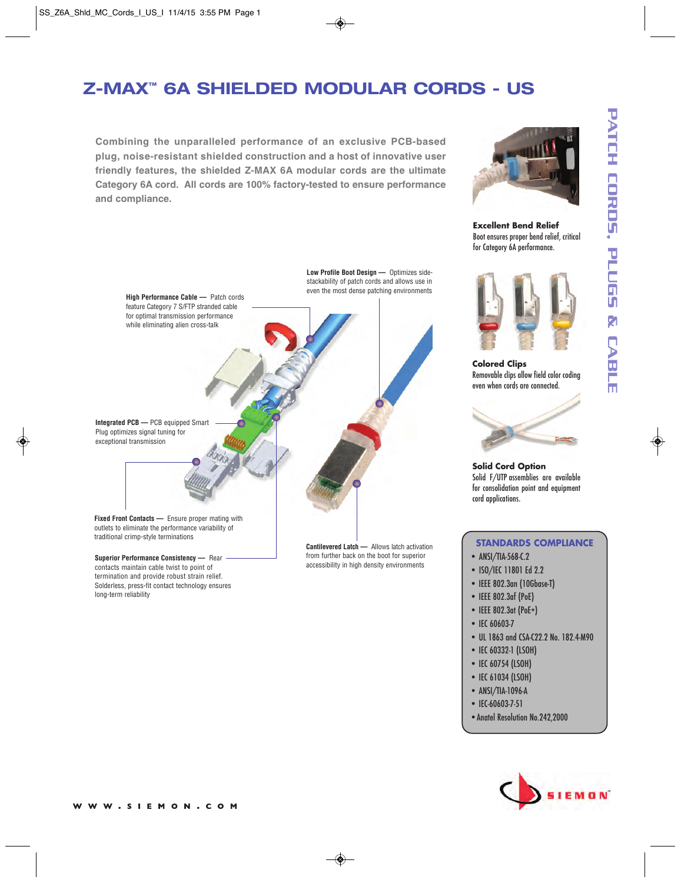# Z-MAX™ 6A SHIELDED MODULAR CORDS - US

**Combining the unparalleled performance of an exclusive PCB-based plug, noise-resistant shielded construction and a host of innovative user friendly features, the shielded Z-MAX 6A modular cords are the ultimate Category 6A cord. All cords are 100% factory-tested to ensure performance and compliance.**

**High Performance Cable —** Patch cords feature Category 7 S/FTP stranded cable for optimal transmission performance while eliminating alien cross-talk

**Low Profile Boot Design —** Optimizes side-stackability of patch cords and allows use in even the most dense patching environments

**Integrated PCB —** PCB equipped Smart Plug optimizes signal tuning for exceptional transmission

**Fixed Front Contacts —** Ensure proper mating with outlets to eliminate the performance variability of traditional crimp-style terminations

**Superior Performance Consistency —** Rear contacts maintain cable twist to point of termination and provide robust strain relief. Solderless, press-fit contact technology ensures long-term reliability

**Cantilevered Latch —** Allows latch activation from further back on the boot for superior accessibility in high density environments

PATCH CORDS, PLUGS & CABLE

**Excellent Bend Relief**
Boot ensures proper bend relief, critical for Category 6A performance.

**Colored Clips**
Removable clips allow field color coding even when cords are connected.

**Solid Cord Option**
Solid F/UTP assemblies are available for consolidation point and equipment cord applications.

## STANDARDS COMPLIANCE

- ANSI/TIA-568-C.2
- ISO/IEC 11801 Ed 2.2
- IEEE 802.3an (10Gbase-T)
- IEEE 802.3af (PoE)
- IEEE 802.3at (PoE+)
- IEC 60603-7
- UL 1863 and CSA-C22.2 No. 182.4-M90
- IEC 60332-1 (LSOH)
- IEC 60754 (LSOH)
- IEC 61034 (LSOH)
- ANSI/TIA-1096-A
- IEC-60603-7-51
- Anatel Resolution No.242,2000

SIEMON

WWW.SIEMON.COM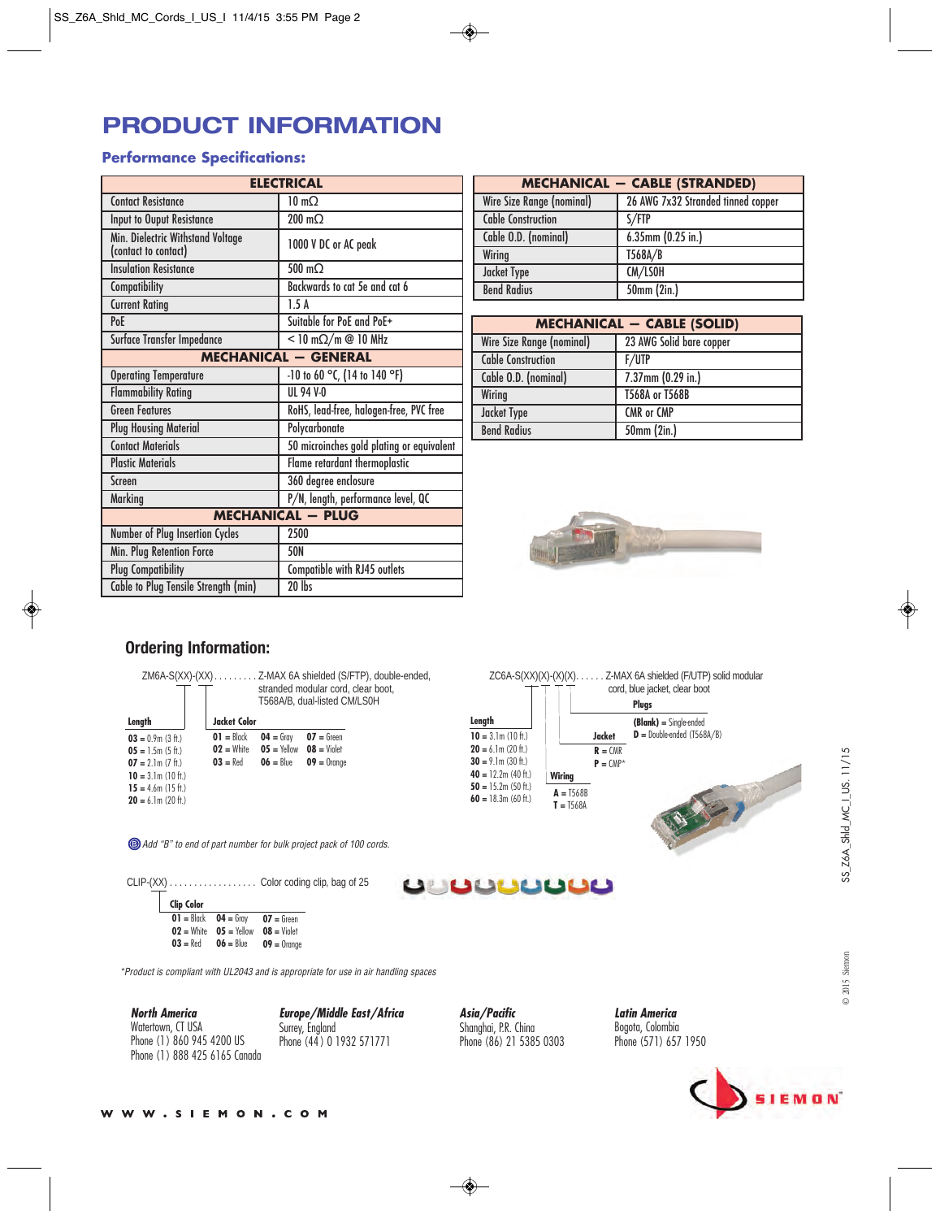# PRODUCT INFORMATION

## Performance Specifications:

| ELECTRICAL | |
|---|---|
| Contact Resistance | 10 mΩ |
| Input to Ouput Resistance | 200 mΩ |
| Min. Dielectric Withstand Voltage (contact to contact) | 1000 V DC or AC peak |
| Insulation Resistance | 500 mΩ |
| Compatibility | Backwards to cat 5e and cat 6 |
| Current Rating | 1.5 A |
| PoE | Suitable for PoE and PoE+ |
| Surface Transfer Impedance | < 10 mΩ/m @ 10 MHz |
| **MECHANICAL — GENERAL** | |
| Operating Temperature | -10 to 60 °C, (14 to 140 °F) |
| Flammability Rating | UL 94 V-0 |
| Green Features | RoHS, lead-free, halogen-free, PVC free |
| Plug Housing Material | Polycarbonate |
| Contact Materials | 50 microinches gold plating or equivalent |
| Plastic Materials | Flame retardant thermoplastic |
| Screen | 360 degree enclosure |
| Marking | P/N, length, performance level, QC |
| **MECHANICAL — PLUG** | |
| Number of Plug Insertion Cycles | 2500 |
| Min. Plug Retention Force | 50N |
| Plug Compatibility | Compatible with RJ45 outlets |
| Cable to Plug Tensile Strength (min) | 20 lbs |

| MECHANICAL — CABLE (STRANDED) | |
|---|---|
| Wire Size Range (nominal) | 26 AWG 7x32 Stranded tinned copper |
| Cable Construction | S/FTP |
| Cable O.D. (nominal) | 6.35mm (0.25 in.) |
| Wiring | T568A/B |
| Jacket Type | CM/LSOH |
| Bend Radius | 50mm (2in.) |

| MECHANICAL — CABLE (SOLID) | |
|---|---|
| Wire Size Range (nominal) | 23 AWG Solid bare copper |
| Cable Construction | F/UTP |
| Cable O.D. (nominal) | 7.37mm (0.29 in.) |
| Wiring | T568A or T568B |
| Jacket Type | CMR or CMP |
| Bend Radius | 50mm (2in.) |

## Ordering Information:

ZM6A-S(XX)-(XX) . . . . . . . . . Z-MAX 6A shielded (S/FTP), double-ended, stranded modular cord, clear boot, T568A/B, dual-listed CM/LSOH

**Length**
- **03** = 0.9m (3 ft.)
- **05** = 1.5m (5 ft.)
- **07** = 2.1m (7 ft.)
- **10** = 3.1m (10 ft.)
- **15** = 4.6m (15 ft.)
- **20** = 6.1m (20 ft.)

**Jacket Color**
- **01** = Black
- **02** = White
- **03** = Red
- **04** = Gray
- **05** = Yellow
- **06** = Blue
- **07** = Green
- **08** = Violet
- **09** = Orange

ZC6A-S(XX)(X)-(X)(X). . . . . . Z-MAX 6A shielded (F/UTP) solid modular cord, blue jacket, clear boot

**Length**
- **10** = 3.1m (10 ft.)
- **20** = 6.1m (20 ft.)
- **30** = 9.1m (30 ft.)
- **40** = 12.2m (40 ft.)
- **50** = 15.2m (50 ft.)
- **60** = 18.3m (60 ft.)

**Wiring**
- **A** = T568B
- **T** = T568A

**Jacket**
- **R** = CMR
- **P** = CMP*

**Plugs**
- **(Blank)** = Single-ended
- **D** = Double-ended (T568A/B)

Ⓑ *Add "B" to end of part number for bulk project pack of 100 cords.*

CLIP-(XX) . . . . . . . . . . . . . . . . . . Color coding clip, bag of 25

**Clip Color**
- **01** = Black
- **02** = White
- **03** = Red
- **04** = Gray
- **05** = Yellow
- **06** = Blue
- **07** = Green
- **08** = Violet
- **09** = Orange

*\*Product is compliant with UL2043 and is appropriate for use in air handling spaces*

***North America***
Watertown, CT USA
Phone (1) 860 945 4200 US
Phone (1) 888 425 6165 Canada

***Europe/Middle East/Africa***
Surrey, England
Phone (44) 0 1932 571771

***Asia/Pacific***
Shanghai, P.R. China
Phone (86) 21 5385 0303

***Latin America***
Bogota, Colombia
Phone (571) 657 1950

SIEMON

WWW.SIEMON.COM

SS_Z6A_Shld_MC_I_US. 11/15

© 2015 Siemon